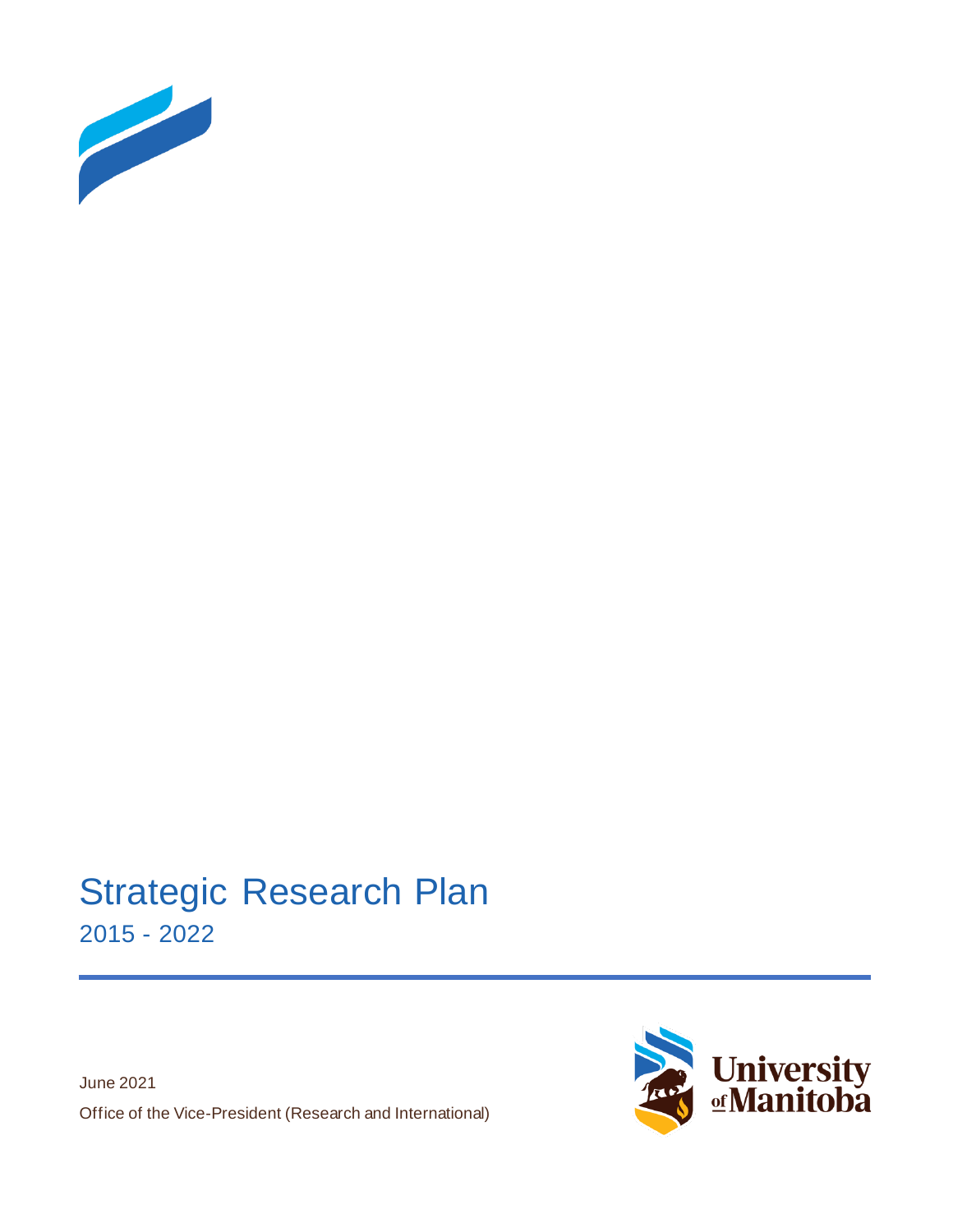# Strategic Research Plan

## 2015 - 2022

June 2021

Office of the Vice-President (Research and International)

University of Manitoba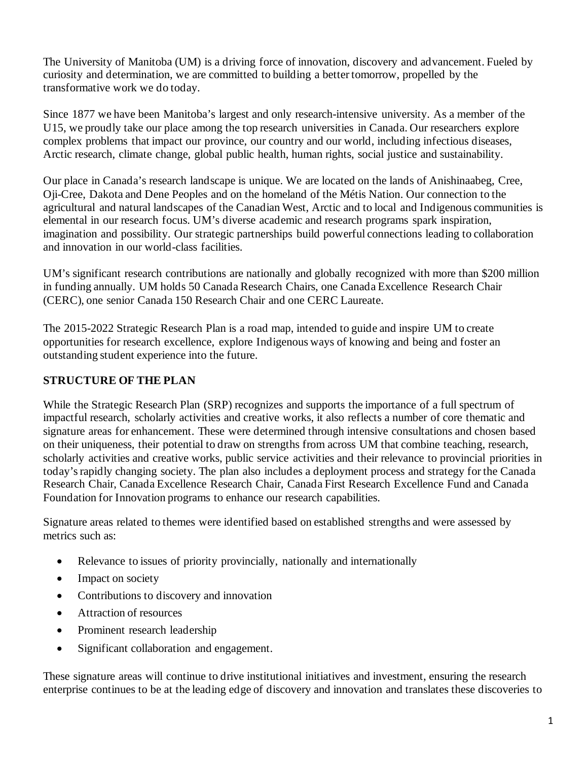The University of Manitoba (UM) is a driving force of innovation, discovery and advancement. Fueled by curiosity and determination, we are committed to building a better tomorrow, propelled by the transformative work we do today.

Since 1877 we have been Manitoba's largest and only research-intensive university. As a member of the U15, we proudly take our place among the top research universities in Canada. Our researchers explore complex problems that impact our province, our country and our world, including infectious diseases, Arctic research, climate change, global public health, human rights, social justice and sustainability.

Our place in Canada's research landscape is unique. We are located on the lands of Anishinaabeg, Cree, Oji-Cree, Dakota and Dene Peoples and on the homeland of the Métis Nation. Our connection to the agricultural and natural landscapes of the Canadian West, Arctic and to local and Indigenous communities is elemental in our research focus. UM's diverse academic and research programs spark inspiration, imagination and possibility. Our strategic partnerships build powerful connections leading to collaboration and innovation in our world-class facilities.

UM's significant research contributions are nationally and globally recognized with more than $200 million in funding annually. UM holds 50 Canada Research Chairs, one Canada Excellence Research Chair (CERC), one senior Canada 150 Research Chair and one CERC Laureate.

The 2015-2022 Strategic Research Plan is a road map, intended to guide and inspire UM to create opportunities for research excellence, explore Indigenous ways of knowing and being and foster an outstanding student experience into the future.

## STRUCTURE OF THE PLAN

While the Strategic Research Plan (SRP) recognizes and supports the importance of a full spectrum of impactful research, scholarly activities and creative works, it also reflects a number of core thematic and signature areas for enhancement. These were determined through intensive consultations and chosen based on their uniqueness, their potential to draw on strengths from across UM that combine teaching, research, scholarly activities and creative works, public service activities and their relevance to provincial priorities in today's rapidly changing society. The plan also includes a deployment process and strategy for the Canada Research Chair, Canada Excellence Research Chair, Canada First Research Excellence Fund and Canada Foundation for Innovation programs to enhance our research capabilities.

Signature areas related to themes were identified based on established strengths and were assessed by metrics such as:

- Relevance to issues of priority provincially, nationally and internationally
- Impact on society
- Contributions to discovery and innovation
- Attraction of resources
- Prominent research leadership
- Significant collaboration and engagement.

These signature areas will continue to drive institutional initiatives and investment, ensuring the research enterprise continues to be at the leading edge of discovery and innovation and translates these discoveries to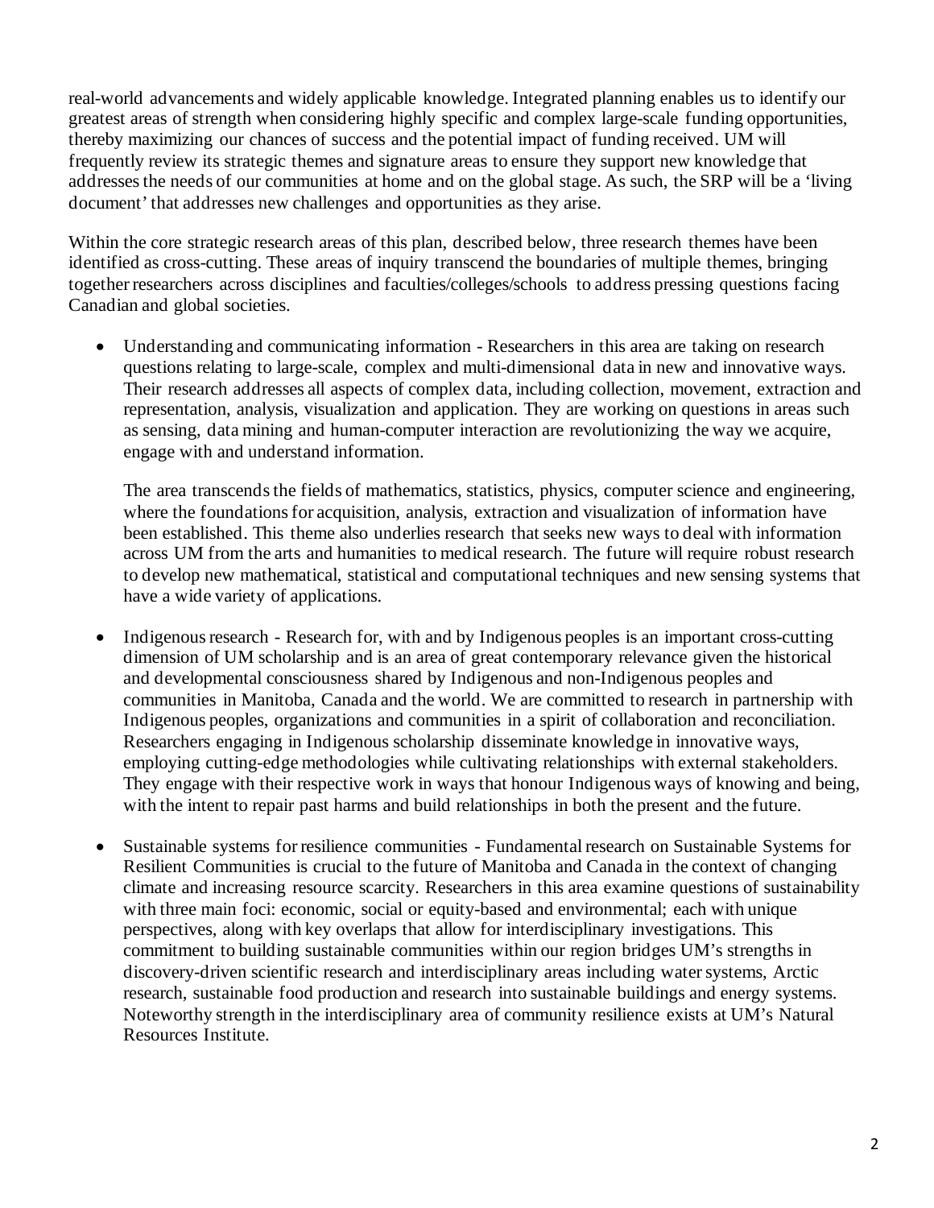real-world advancements and widely applicable knowledge. Integrated planning enables us to identify our greatest areas of strength when considering highly specific and complex large-scale funding opportunities, thereby maximizing our chances of success and the potential impact of funding received. UM will frequently review its strategic themes and signature areas to ensure they support new knowledge that addresses the needs of our communities at home and on the global stage. As such, the SRP will be a 'living document' that addresses new challenges and opportunities as they arise.

Within the core strategic research areas of this plan, described below, three research themes have been identified as cross-cutting. These areas of inquiry transcend the boundaries of multiple themes, bringing together researchers across disciplines and faculties/colleges/schools to address pressing questions facing Canadian and global societies.

- Understanding and communicating information - Researchers in this area are taking on research questions relating to large-scale, complex and multi-dimensional data in new and innovative ways. Their research addresses all aspects of complex data, including collection, movement, extraction and representation, analysis, visualization and application. They are working on questions in areas such as sensing, data mining and human-computer interaction are revolutionizing the way we acquire, engage with and understand information.

  The area transcends the fields of mathematics, statistics, physics, computer science and engineering, where the foundations for acquisition, analysis, extraction and visualization of information have been established. This theme also underlies research that seeks new ways to deal with information across UM from the arts and humanities to medical research. The future will require robust research to develop new mathematical, statistical and computational techniques and new sensing systems that have a wide variety of applications.

- Indigenous research - Research for, with and by Indigenous peoples is an important cross-cutting dimension of UM scholarship and is an area of great contemporary relevance given the historical and developmental consciousness shared by Indigenous and non-Indigenous peoples and communities in Manitoba, Canada and the world. We are committed to research in partnership with Indigenous peoples, organizations and communities in a spirit of collaboration and reconciliation. Researchers engaging in Indigenous scholarship disseminate knowledge in innovative ways, employing cutting-edge methodologies while cultivating relationships with external stakeholders. They engage with their respective work in ways that honour Indigenous ways of knowing and being, with the intent to repair past harms and build relationships in both the present and the future.

- Sustainable systems for resilience communities - Fundamental research on Sustainable Systems for Resilient Communities is crucial to the future of Manitoba and Canada in the context of changing climate and increasing resource scarcity. Researchers in this area examine questions of sustainability with three main foci: economic, social or equity-based and environmental; each with unique perspectives, along with key overlaps that allow for interdisciplinary investigations. This commitment to building sustainable communities within our region bridges UM's strengths in discovery-driven scientific research and interdisciplinary areas including water systems, Arctic research, sustainable food production and research into sustainable buildings and energy systems. Noteworthy strength in the interdisciplinary area of community resilience exists at UM's Natural Resources Institute.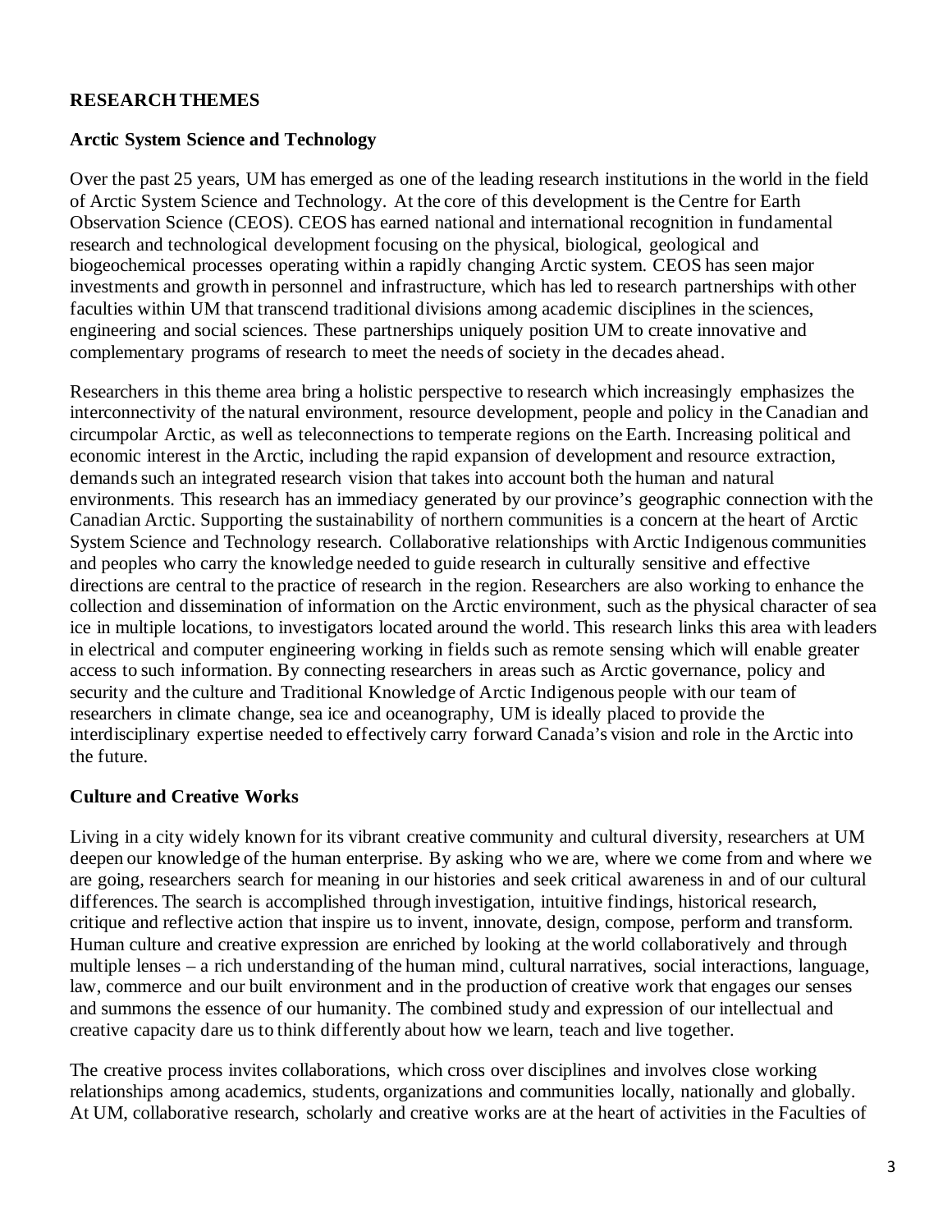## RESEARCH THEMES

### Arctic System Science and Technology

Over the past 25 years, UM has emerged as one of the leading research institutions in the world in the field of Arctic System Science and Technology. At the core of this development is the Centre for Earth Observation Science (CEOS). CEOS has earned national and international recognition in fundamental research and technological development focusing on the physical, biological, geological and biogeochemical processes operating within a rapidly changing Arctic system. CEOS has seen major investments and growth in personnel and infrastructure, which has led to research partnerships with other faculties within UM that transcend traditional divisions among academic disciplines in the sciences, engineering and social sciences. These partnerships uniquely position UM to create innovative and complementary programs of research to meet the needs of society in the decades ahead.

Researchers in this theme area bring a holistic perspective to research which increasingly emphasizes the interconnectivity of the natural environment, resource development, people and policy in the Canadian and circumpolar Arctic, as well as teleconnections to temperate regions on the Earth. Increasing political and economic interest in the Arctic, including the rapid expansion of development and resource extraction, demands such an integrated research vision that takes into account both the human and natural environments. This research has an immediacy generated by our province's geographic connection with the Canadian Arctic. Supporting the sustainability of northern communities is a concern at the heart of Arctic System Science and Technology research. Collaborative relationships with Arctic Indigenous communities and peoples who carry the knowledge needed to guide research in culturally sensitive and effective directions are central to the practice of research in the region. Researchers are also working to enhance the collection and dissemination of information on the Arctic environment, such as the physical character of sea ice in multiple locations, to investigators located around the world. This research links this area with leaders in electrical and computer engineering working in fields such as remote sensing which will enable greater access to such information. By connecting researchers in areas such as Arctic governance, policy and security and the culture and Traditional Knowledge of Arctic Indigenous people with our team of researchers in climate change, sea ice and oceanography, UM is ideally placed to provide the interdisciplinary expertise needed to effectively carry forward Canada's vision and role in the Arctic into the future.

### Culture and Creative Works

Living in a city widely known for its vibrant creative community and cultural diversity, researchers at UM deepen our knowledge of the human enterprise. By asking who we are, where we come from and where we are going, researchers search for meaning in our histories and seek critical awareness in and of our cultural differences. The search is accomplished through investigation, intuitive findings, historical research, critique and reflective action that inspire us to invent, innovate, design, compose, perform and transform. Human culture and creative expression are enriched by looking at the world collaboratively and through multiple lenses – a rich understanding of the human mind, cultural narratives, social interactions, language, law, commerce and our built environment and in the production of creative work that engages our senses and summons the essence of our humanity. The combined study and expression of our intellectual and creative capacity dare us to think differently about how we learn, teach and live together.

The creative process invites collaborations, which cross over disciplines and involves close working relationships among academics, students, organizations and communities locally, nationally and globally. At UM, collaborative research, scholarly and creative works are at the heart of activities in the Faculties of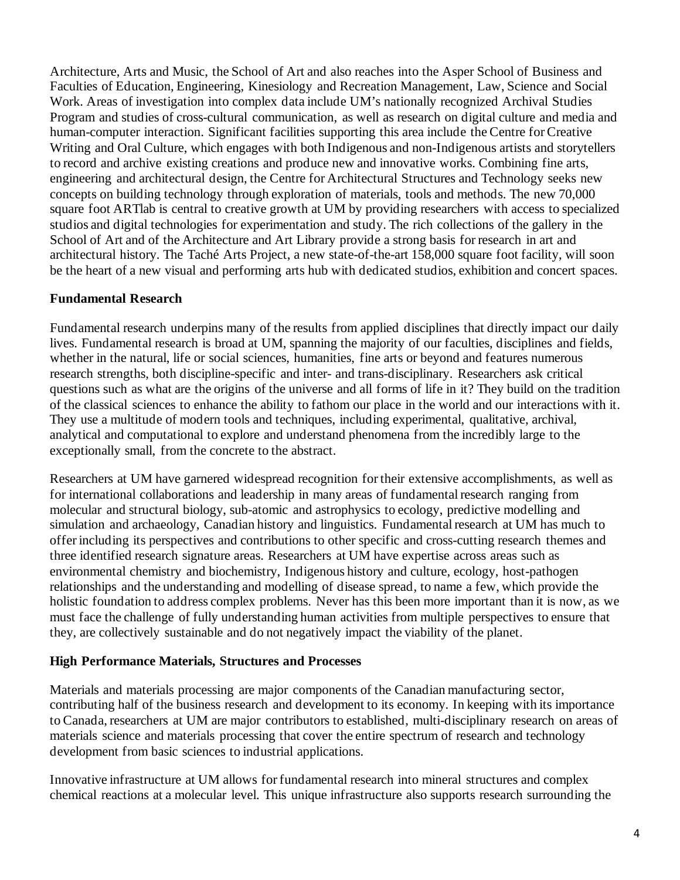Architecture, Arts and Music, the School of Art and also reaches into the Asper School of Business and Faculties of Education, Engineering, Kinesiology and Recreation Management, Law, Science and Social Work. Areas of investigation into complex data include UM's nationally recognized Archival Studies Program and studies of cross-cultural communication, as well as research on digital culture and media and human-computer interaction. Significant facilities supporting this area include the Centre for Creative Writing and Oral Culture, which engages with both Indigenous and non-Indigenous artists and storytellers to record and archive existing creations and produce new and innovative works. Combining fine arts, engineering and architectural design, the Centre for Architectural Structures and Technology seeks new concepts on building technology through exploration of materials, tools and methods. The new 70,000 square foot ARTlab is central to creative growth at UM by providing researchers with access to specialized studios and digital technologies for experimentation and study. The rich collections of the gallery in the School of Art and of the Architecture and Art Library provide a strong basis for research in art and architectural history. The Taché Arts Project, a new state-of-the-art 158,000 square foot facility, will soon be the heart of a new visual and performing arts hub with dedicated studios, exhibition and concert spaces.

### Fundamental Research

Fundamental research underpins many of the results from applied disciplines that directly impact our daily lives. Fundamental research is broad at UM, spanning the majority of our faculties, disciplines and fields, whether in the natural, life or social sciences, humanities, fine arts or beyond and features numerous research strengths, both discipline-specific and inter- and trans-disciplinary. Researchers ask critical questions such as what are the origins of the universe and all forms of life in it? They build on the tradition of the classical sciences to enhance the ability to fathom our place in the world and our interactions with it. They use a multitude of modern tools and techniques, including experimental, qualitative, archival, analytical and computational to explore and understand phenomena from the incredibly large to the exceptionally small, from the concrete to the abstract.

Researchers at UM have garnered widespread recognition for their extensive accomplishments, as well as for international collaborations and leadership in many areas of fundamental research ranging from molecular and structural biology, sub-atomic and astrophysics to ecology, predictive modelling and simulation and archaeology, Canadian history and linguistics. Fundamental research at UM has much to offer including its perspectives and contributions to other specific and cross-cutting research themes and three identified research signature areas. Researchers at UM have expertise across areas such as environmental chemistry and biochemistry, Indigenous history and culture, ecology, host-pathogen relationships and the understanding and modelling of disease spread, to name a few, which provide the holistic foundation to address complex problems. Never has this been more important than it is now, as we must face the challenge of fully understanding human activities from multiple perspectives to ensure that they, are collectively sustainable and do not negatively impact the viability of the planet.

### High Performance Materials, Structures and Processes

Materials and materials processing are major components of the Canadian manufacturing sector, contributing half of the business research and development to its economy. In keeping with its importance to Canada, researchers at UM are major contributors to established, multi-disciplinary research on areas of materials science and materials processing that cover the entire spectrum of research and technology development from basic sciences to industrial applications.

Innovative infrastructure at UM allows for fundamental research into mineral structures and complex chemical reactions at a molecular level. This unique infrastructure also supports research surrounding the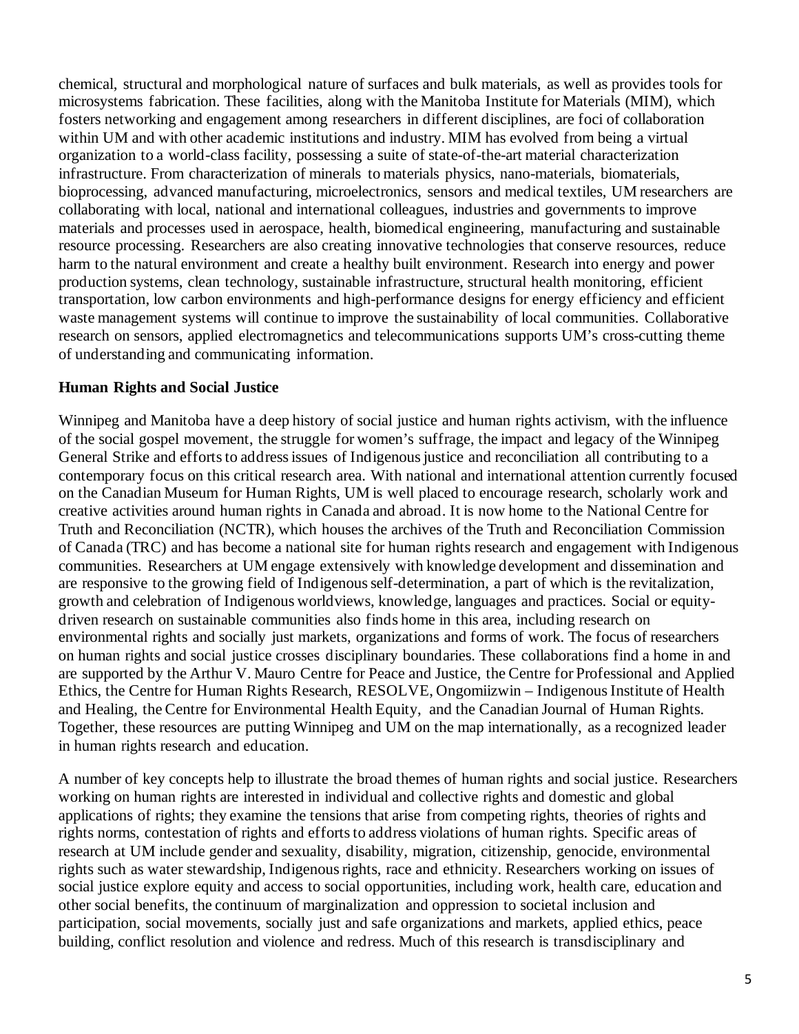chemical, structural and morphological nature of surfaces and bulk materials, as well as provides tools for microsystems fabrication. These facilities, along with the Manitoba Institute for Materials (MIM), which fosters networking and engagement among researchers in different disciplines, are foci of collaboration within UM and with other academic institutions and industry. MIM has evolved from being a virtual organization to a world-class facility, possessing a suite of state-of-the-art material characterization infrastructure. From characterization of minerals to materials physics, nano-materials, biomaterials, bioprocessing, advanced manufacturing, microelectronics, sensors and medical textiles, UM researchers are collaborating with local, national and international colleagues, industries and governments to improve materials and processes used in aerospace, health, biomedical engineering, manufacturing and sustainable resource processing. Researchers are also creating innovative technologies that conserve resources, reduce harm to the natural environment and create a healthy built environment. Research into energy and power production systems, clean technology, sustainable infrastructure, structural health monitoring, efficient transportation, low carbon environments and high-performance designs for energy efficiency and efficient waste management systems will continue to improve the sustainability of local communities. Collaborative research on sensors, applied electromagnetics and telecommunications supports UM's cross-cutting theme of understanding and communicating information.

**Human Rights and Social Justice**

Winnipeg and Manitoba have a deep history of social justice and human rights activism, with the influence of the social gospel movement, the struggle for women's suffrage, the impact and legacy of the Winnipeg General Strike and efforts to address issues of Indigenous justice and reconciliation all contributing to a contemporary focus on this critical research area. With national and international attention currently focused on the Canadian Museum for Human Rights, UM is well placed to encourage research, scholarly work and creative activities around human rights in Canada and abroad. It is now home to the National Centre for Truth and Reconciliation (NCTR), which houses the archives of the Truth and Reconciliation Commission of Canada (TRC) and has become a national site for human rights research and engagement with Indigenous communities. Researchers at UM engage extensively with knowledge development and dissemination and are responsive to the growing field of Indigenous self-determination, a part of which is the revitalization, growth and celebration of Indigenous worldviews, knowledge, languages and practices. Social or equity-driven research on sustainable communities also finds home in this area, including research on environmental rights and socially just markets, organizations and forms of work. The focus of researchers on human rights and social justice crosses disciplinary boundaries. These collaborations find a home in and are supported by the Arthur V. Mauro Centre for Peace and Justice, the Centre for Professional and Applied Ethics, the Centre for Human Rights Research, RESOLVE, Ongomiizwin – Indigenous Institute of Health and Healing, the Centre for Environmental Health Equity, and the Canadian Journal of Human Rights. Together, these resources are putting Winnipeg and UM on the map internationally, as a recognized leader in human rights research and education.

A number of key concepts help to illustrate the broad themes of human rights and social justice. Researchers working on human rights are interested in individual and collective rights and domestic and global applications of rights; they examine the tensions that arise from competing rights, theories of rights and rights norms, contestation of rights and efforts to address violations of human rights. Specific areas of research at UM include gender and sexuality, disability, migration, citizenship, genocide, environmental rights such as water stewardship, Indigenous rights, race and ethnicity. Researchers working on issues of social justice explore equity and access to social opportunities, including work, health care, education and other social benefits, the continuum of marginalization and oppression to societal inclusion and participation, social movements, socially just and safe organizations and markets, applied ethics, peace building, conflict resolution and violence and redress. Much of this research is transdisciplinary and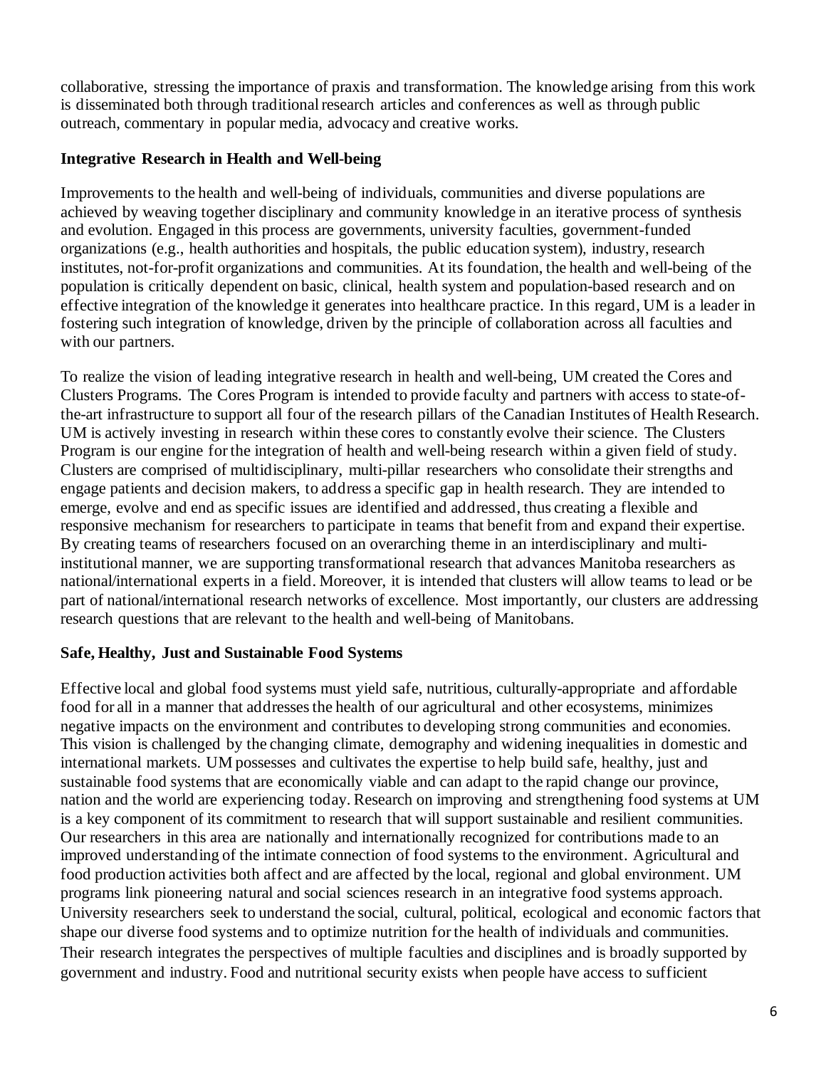collaborative, stressing the importance of praxis and transformation. The knowledge arising from this work is disseminated both through traditional research articles and conferences as well as through public outreach, commentary in popular media, advocacy and creative works.

**Integrative Research in Health and Well-being**

Improvements to the health and well-being of individuals, communities and diverse populations are achieved by weaving together disciplinary and community knowledge in an iterative process of synthesis and evolution. Engaged in this process are governments, university faculties, government-funded organizations (e.g., health authorities and hospitals, the public education system), industry, research institutes, not-for-profit organizations and communities. At its foundation, the health and well-being of the population is critically dependent on basic, clinical, health system and population-based research and on effective integration of the knowledge it generates into healthcare practice. In this regard, UM is a leader in fostering such integration of knowledge, driven by the principle of collaboration across all faculties and with our partners.

To realize the vision of leading integrative research in health and well-being, UM created the Cores and Clusters Programs. The Cores Program is intended to provide faculty and partners with access to state-of-the-art infrastructure to support all four of the research pillars of the Canadian Institutes of Health Research. UM is actively investing in research within these cores to constantly evolve their science. The Clusters Program is our engine for the integration of health and well-being research within a given field of study. Clusters are comprised of multidisciplinary, multi-pillar researchers who consolidate their strengths and engage patients and decision makers, to address a specific gap in health research. They are intended to emerge, evolve and end as specific issues are identified and addressed, thus creating a flexible and responsive mechanism for researchers to participate in teams that benefit from and expand their expertise. By creating teams of researchers focused on an overarching theme in an interdisciplinary and multi-institutional manner, we are supporting transformational research that advances Manitoba researchers as national/international experts in a field. Moreover, it is intended that clusters will allow teams to lead or be part of national/international research networks of excellence. Most importantly, our clusters are addressing research questions that are relevant to the health and well-being of Manitobans.

**Safe, Healthy, Just and Sustainable Food Systems**

Effective local and global food systems must yield safe, nutritious, culturally-appropriate and affordable food for all in a manner that addresses the health of our agricultural and other ecosystems, minimizes negative impacts on the environment and contributes to developing strong communities and economies. This vision is challenged by the changing climate, demography and widening inequalities in domestic and international markets. UM possesses and cultivates the expertise to help build safe, healthy, just and sustainable food systems that are economically viable and can adapt to the rapid change our province, nation and the world are experiencing today. Research on improving and strengthening food systems at UM is a key component of its commitment to research that will support sustainable and resilient communities. Our researchers in this area are nationally and internationally recognized for contributions made to an improved understanding of the intimate connection of food systems to the environment. Agricultural and food production activities both affect and are affected by the local, regional and global environment. UM programs link pioneering natural and social sciences research in an integrative food systems approach. University researchers seek to understand the social, cultural, political, ecological and economic factors that shape our diverse food systems and to optimize nutrition for the health of individuals and communities. Their research integrates the perspectives of multiple faculties and disciplines and is broadly supported by government and industry. Food and nutritional security exists when people have access to sufficient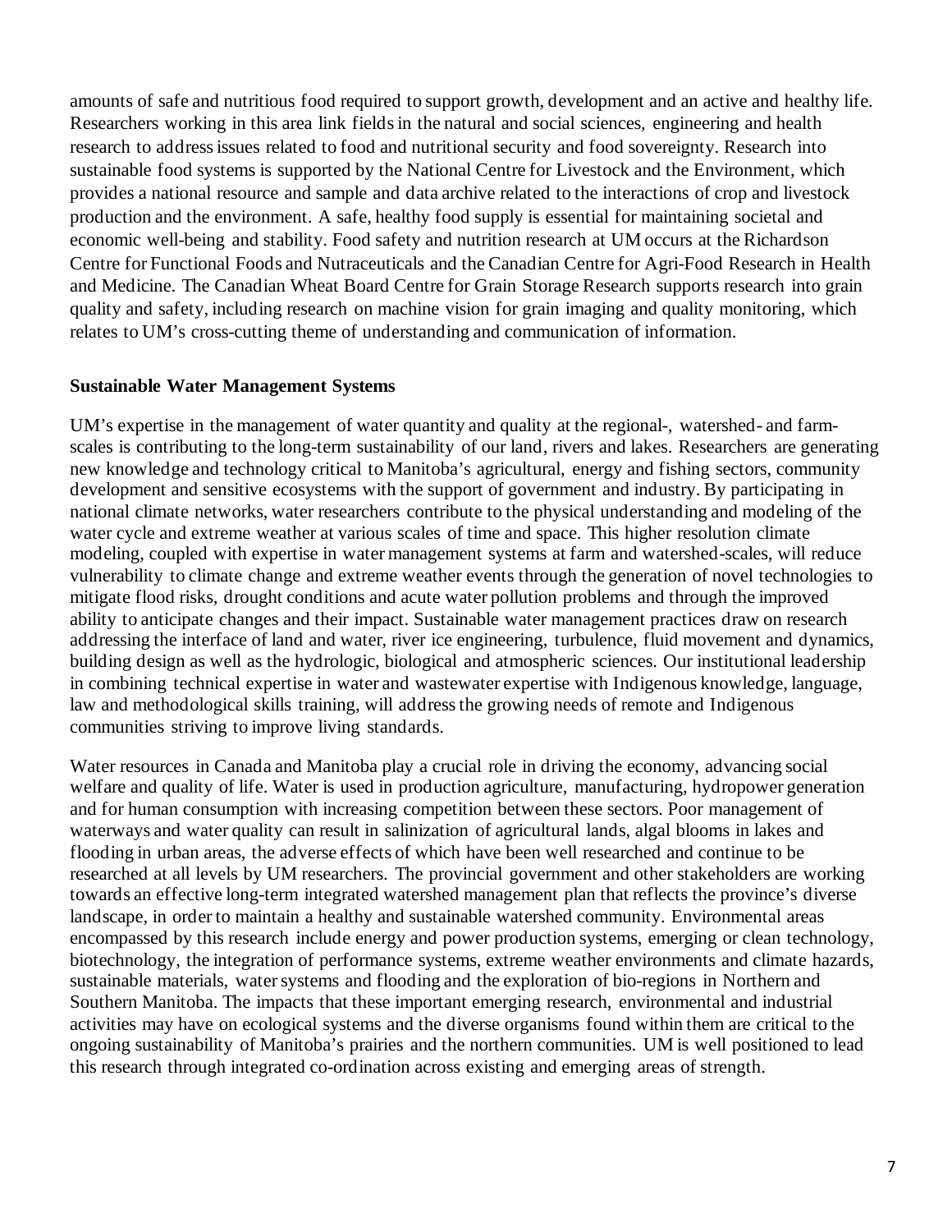amounts of safe and nutritious food required to support growth, development and an active and healthy life. Researchers working in this area link fields in the natural and social sciences, engineering and health research to address issues related to food and nutritional security and food sovereignty. Research into sustainable food systems is supported by the National Centre for Livestock and the Environment, which provides a national resource and sample and data archive related to the interactions of crop and livestock production and the environment. A safe, healthy food supply is essential for maintaining societal and economic well-being and stability. Food safety and nutrition research at UM occurs at the Richardson Centre for Functional Foods and Nutraceuticals and the Canadian Centre for Agri-Food Research in Health and Medicine. The Canadian Wheat Board Centre for Grain Storage Research supports research into grain quality and safety, including research on machine vision for grain imaging and quality monitoring, which relates to UM's cross-cutting theme of understanding and communication of information.

**Sustainable Water Management Systems**

UM's expertise in the management of water quantity and quality at the regional-, watershed- and farm-scales is contributing to the long-term sustainability of our land, rivers and lakes. Researchers are generating new knowledge and technology critical to Manitoba's agricultural, energy and fishing sectors, community development and sensitive ecosystems with the support of government and industry. By participating in national climate networks, water researchers contribute to the physical understanding and modeling of the water cycle and extreme weather at various scales of time and space. This higher resolution climate modeling, coupled with expertise in water management systems at farm and watershed-scales, will reduce vulnerability to climate change and extreme weather events through the generation of novel technologies to mitigate flood risks, drought conditions and acute water pollution problems and through the improved ability to anticipate changes and their impact. Sustainable water management practices draw on research addressing the interface of land and water, river ice engineering, turbulence, fluid movement and dynamics, building design as well as the hydrologic, biological and atmospheric sciences. Our institutional leadership in combining technical expertise in water and wastewater expertise with Indigenous knowledge, language, law and methodological skills training, will address the growing needs of remote and Indigenous communities striving to improve living standards.

Water resources in Canada and Manitoba play a crucial role in driving the economy, advancing social welfare and quality of life. Water is used in production agriculture, manufacturing, hydropower generation and for human consumption with increasing competition between these sectors. Poor management of waterways and water quality can result in salinization of agricultural lands, algal blooms in lakes and flooding in urban areas, the adverse effects of which have been well researched and continue to be researched at all levels by UM researchers. The provincial government and other stakeholders are working towards an effective long-term integrated watershed management plan that reflects the province's diverse landscape, in order to maintain a healthy and sustainable watershed community. Environmental areas encompassed by this research include energy and power production systems, emerging or clean technology, biotechnology, the integration of performance systems, extreme weather environments and climate hazards, sustainable materials, water systems and flooding and the exploration of bio-regions in Northern and Southern Manitoba. The impacts that these important emerging research, environmental and industrial activities may have on ecological systems and the diverse organisms found within them are critical to the ongoing sustainability of Manitoba's prairies and the northern communities. UM is well positioned to lead this research through integrated co-ordination across existing and emerging areas of strength.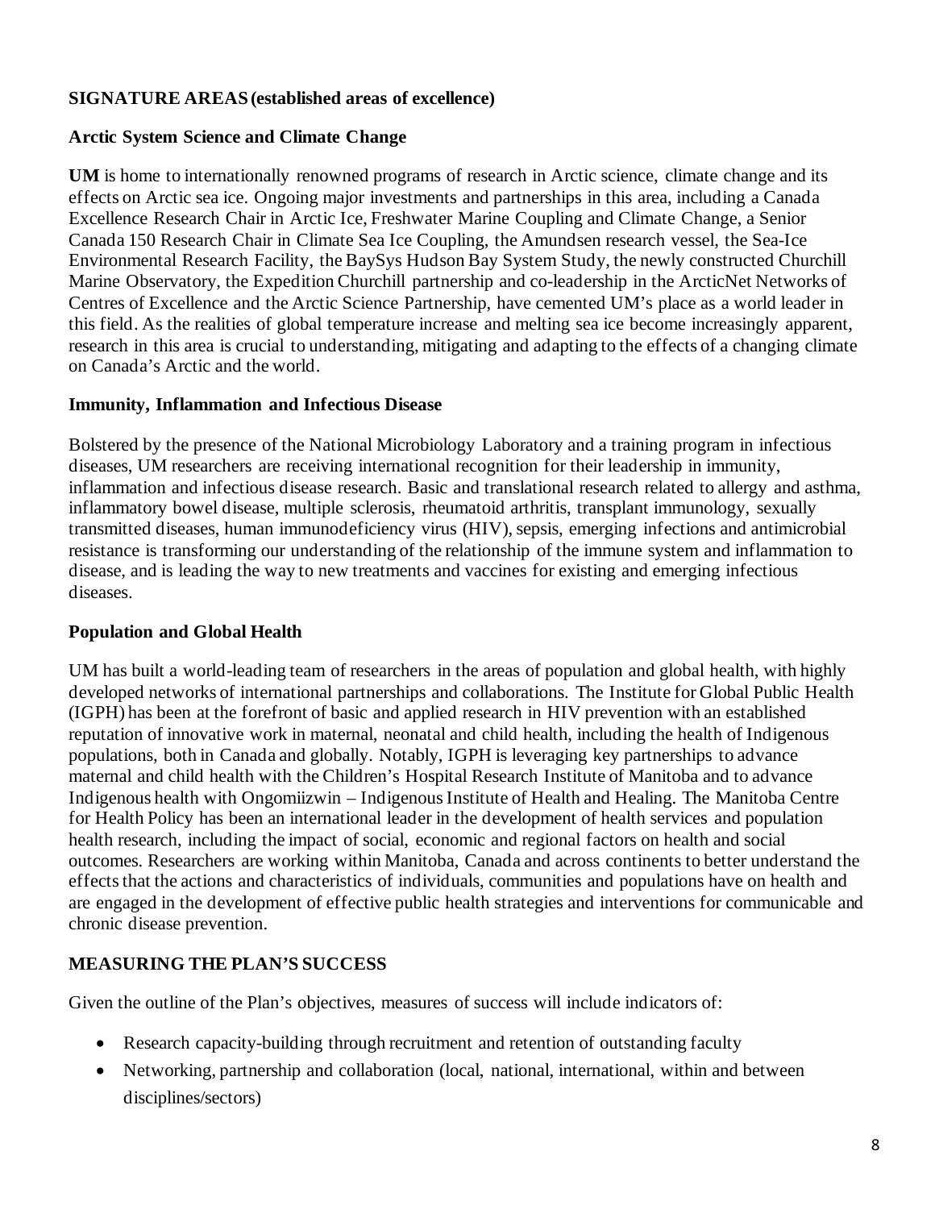## SIGNATURE AREAS (established areas of excellence)

### Arctic System Science and Climate Change

**UM** is home to internationally renowned programs of research in Arctic science, climate change and its effects on Arctic sea ice. Ongoing major investments and partnerships in this area, including a Canada Excellence Research Chair in Arctic Ice, Freshwater Marine Coupling and Climate Change, a Senior Canada 150 Research Chair in Climate Sea Ice Coupling, the Amundsen research vessel, the Sea-Ice Environmental Research Facility, the BaySys Hudson Bay System Study, the newly constructed Churchill Marine Observatory, the Expedition Churchill partnership and co-leadership in the ArcticNet Networks of Centres of Excellence and the Arctic Science Partnership, have cemented UM's place as a world leader in this field. As the realities of global temperature increase and melting sea ice become increasingly apparent, research in this area is crucial to understanding, mitigating and adapting to the effects of a changing climate on Canada's Arctic and the world.

### Immunity, Inflammation and Infectious Disease

Bolstered by the presence of the National Microbiology Laboratory and a training program in infectious diseases, UM researchers are receiving international recognition for their leadership in immunity, inflammation and infectious disease research. Basic and translational research related to allergy and asthma, inflammatory bowel disease, multiple sclerosis, rheumatoid arthritis, transplant immunology, sexually transmitted diseases, human immunodeficiency virus (HIV), sepsis, emerging infections and antimicrobial resistance is transforming our understanding of the relationship of the immune system and inflammation to disease, and is leading the way to new treatments and vaccines for existing and emerging infectious diseases.

### Population and Global Health

UM has built a world-leading team of researchers in the areas of population and global health, with highly developed networks of international partnerships and collaborations. The Institute for Global Public Health (IGPH) has been at the forefront of basic and applied research in HIV prevention with an established reputation of innovative work in maternal, neonatal and child health, including the health of Indigenous populations, both in Canada and globally. Notably, IGPH is leveraging key partnerships to advance maternal and child health with the Children's Hospital Research Institute of Manitoba and to advance Indigenous health with Ongomiizwin – Indigenous Institute of Health and Healing. The Manitoba Centre for Health Policy has been an international leader in the development of health services and population health research, including the impact of social, economic and regional factors on health and social outcomes. Researchers are working within Manitoba, Canada and across continents to better understand the effects that the actions and characteristics of individuals, communities and populations have on health and are engaged in the development of effective public health strategies and interventions for communicable and chronic disease prevention.

## MEASURING THE PLAN'S SUCCESS

Given the outline of the Plan's objectives, measures of success will include indicators of:

- Research capacity-building through recruitment and retention of outstanding faculty
- Networking, partnership and collaboration (local, national, international, within and between disciplines/sectors)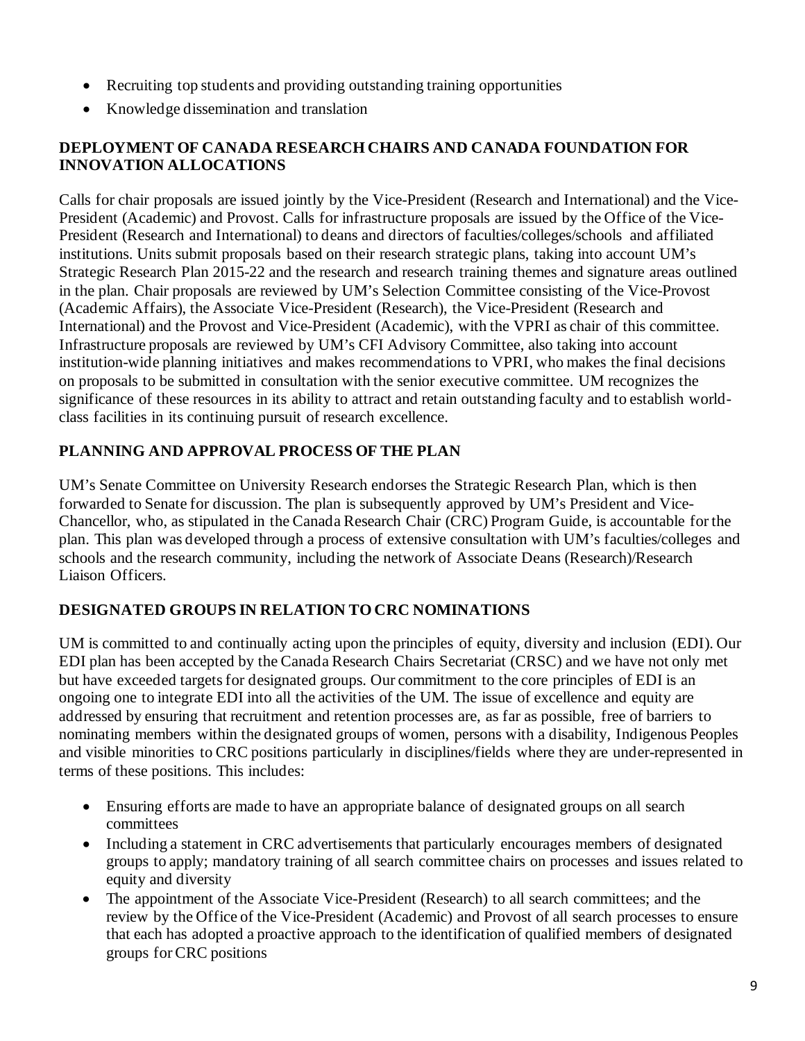- Recruiting top students and providing outstanding training opportunities
- Knowledge dissemination and translation

## DEPLOYMENT OF CANADA RESEARCH CHAIRS AND CANADA FOUNDATION FOR INNOVATION ALLOCATIONS

Calls for chair proposals are issued jointly by the Vice-President (Research and International) and the Vice-President (Academic) and Provost. Calls for infrastructure proposals are issued by the Office of the Vice-President (Research and International) to deans and directors of faculties/colleges/schools and affiliated institutions. Units submit proposals based on their research strategic plans, taking into account UM's Strategic Research Plan 2015-22 and the research and research training themes and signature areas outlined in the plan. Chair proposals are reviewed by UM's Selection Committee consisting of the Vice-Provost (Academic Affairs), the Associate Vice-President (Research), the Vice-President (Research and International) and the Provost and Vice-President (Academic), with the VPRI as chair of this committee. Infrastructure proposals are reviewed by UM's CFI Advisory Committee, also taking into account institution-wide planning initiatives and makes recommendations to VPRI, who makes the final decisions on proposals to be submitted in consultation with the senior executive committee. UM recognizes the significance of these resources in its ability to attract and retain outstanding faculty and to establish world-class facilities in its continuing pursuit of research excellence.

## PLANNING AND APPROVAL PROCESS OF THE PLAN

UM's Senate Committee on University Research endorses the Strategic Research Plan, which is then forwarded to Senate for discussion. The plan is subsequently approved by UM's President and Vice-Chancellor, who, as stipulated in the Canada Research Chair (CRC) Program Guide, is accountable for the plan. This plan was developed through a process of extensive consultation with UM's faculties/colleges and schools and the research community, including the network of Associate Deans (Research)/Research Liaison Officers.

## DESIGNATED GROUPS IN RELATION TO CRC NOMINATIONS

UM is committed to and continually acting upon the principles of equity, diversity and inclusion (EDI). Our EDI plan has been accepted by the Canada Research Chairs Secretariat (CRSC) and we have not only met but have exceeded targets for designated groups. Our commitment to the core principles of EDI is an ongoing one to integrate EDI into all the activities of the UM. The issue of excellence and equity are addressed by ensuring that recruitment and retention processes are, as far as possible, free of barriers to nominating members within the designated groups of women, persons with a disability, Indigenous Peoples and visible minorities to CRC positions particularly in disciplines/fields where they are under-represented in terms of these positions. This includes:

- Ensuring efforts are made to have an appropriate balance of designated groups on all search committees
- Including a statement in CRC advertisements that particularly encourages members of designated groups to apply; mandatory training of all search committee chairs on processes and issues related to equity and diversity
- The appointment of the Associate Vice-President (Research) to all search committees; and the review by the Office of the Vice-President (Academic) and Provost of all search processes to ensure that each has adopted a proactive approach to the identification of qualified members of designated groups for CRC positions